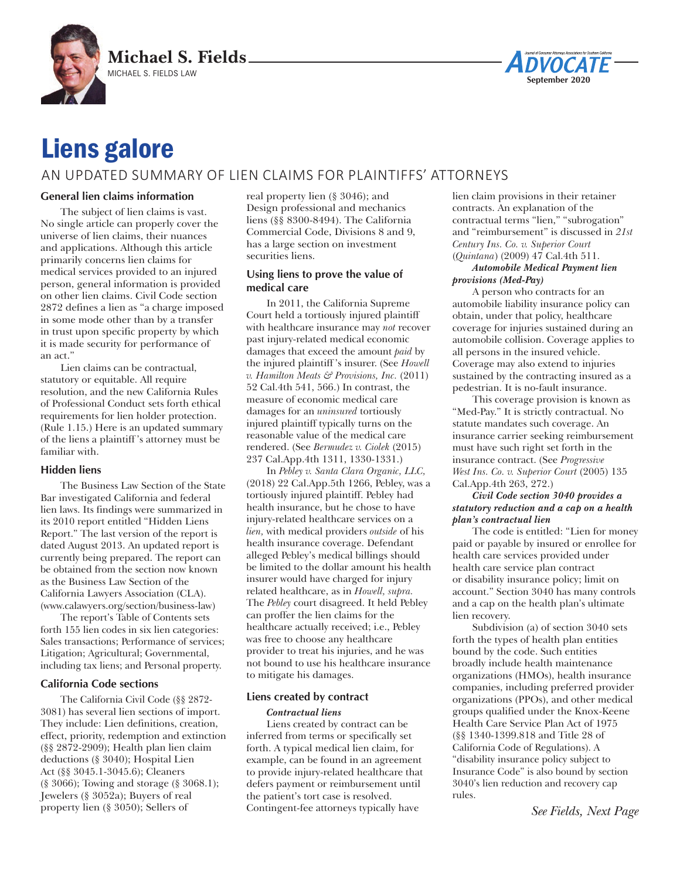Michael S. Fields

MICHAEL S. FIELDS LAW

September 2020

# Liens galore

## AN UPDATED SUMMARY OF LIEN CLAIMS FOR PLAINTIFFS' ATTORNEYS

### General lien claims information

The subject of lien claims is vast. No single article can properly cover the universe of lien claims, their nuances and applications. Although this article primarily concerns lien claims for medical services provided to an injured person, general information is provided on other lien claims. Civil Code section 2872 defines a lien as "a charge imposed in some mode other than by a transfer in trust upon specific property by which it is made security for performance of an act."

Lien claims can be contractual, statutory or equitable. All require resolution, and the new California Rules of Professional Conduct sets forth ethical requirements for lien holder protection. (Rule 1.15.) Here is an updated summary of the liens a plaintiff's attorney must be familiar with.

### Hidden liens

The Business Law Section of the State Bar investigated California and federal lien laws. Its findings were summarized in its 2010 report entitled "Hidden Liens Report." The last version of the report is dated August 2013. An updated report is currently being prepared. The report can be obtained from the section now known as the Business Law Section of the California Lawyers Association (CLA). (www.calawyers.org/section/business-law)

The report's Table of Contents sets forth 155 lien codes in six lien categories: Sales transactions; Performance of services; Litigation; Agricultural; Governmental, including tax liens; and Personal property.

### California Code sections

The California Civil Code (§§ 2872-3081) has several lien sections of import. They include: Lien definitions, creation, effect, priority, redemption and extinction (§§ 2872-2909); Health plan lien claim deductions (§ 3040); Hospital Lien Act (§§ 3045.1-3045.6); Cleaners (§ 3066); Towing and storage (§ 3068.1); Jewelers (§ 3052a); Buyers of real property lien (§ 3050); Sellers of real property lien (§ 3046); and Design professional and mechanics liens (§§ 8300-8494). The California Commercial Code, Divisions 8 and 9, has a large section on investment securities liens.

### Using liens to prove the value of medical care

In 2011, the California Supreme Court held a tortiously injured plaintiff with healthcare insurance may *not* recover past injury-related medical economic damages that exceed the amount *paid* by the injured plaintiff's insurer. (See *Howell v. Hamilton Meats & Provisions, Inc.* (2011) 52 Cal.4th 541, 566.) In contrast, the measure of economic medical care damages for an *uninsured* tortiously injured plaintiff typically turns on the reasonable value of the medical care rendered. (See *Bermudez v. Ciolek* (2015) 237 Cal.App.4th 1311, 1330-1331.)

In *Pebley v. Santa Clara Organic, LLC,* (2018) 22 Cal.App.5th 1266, Pebley, was a tortiously injured plaintiff. Pebley had health insurance, but he chose to have injury-related healthcare services on a *lien*, with medical providers *outside* of his health insurance coverage. Defendant alleged Pebley's medical billings should be limited to the dollar amount his health insurer would have charged for injury related healthcare, as in *Howell, supra.* The *Pebley* court disagreed. It held Pebley can proffer the lien claims for the healthcare actually received; i.e., Pebley was free to choose any healthcare provider to treat his injuries, and he was not bound to use his healthcare insurance to mitigate his damages.

### Liens created by contract

#### *Contractual liens*

Liens created by contract can be inferred from terms or specifically set forth. A typical medical lien claim, for example, can be found in an agreement to provide injury-related healthcare that defers payment or reimbursement until the patient's tort case is resolved. Contingent-fee attorneys typically have lien claim provisions in their retainer contracts. An explanation of the contractual terms "lien," "subrogation" and "reimbursement" is discussed in *21st Century Ins. Co. v. Superior Court* (*Quintana*) (2009) 47 Cal.4th 511.

#### *Automobile Medical Payment lien provisions (Med-Pay)*

A person who contracts for an automobile liability insurance policy can obtain, under that policy, healthcare coverage for injuries sustained during an automobile collision. Coverage applies to all persons in the insured vehicle. Coverage may also extend to injuries sustained by the contracting insured as a pedestrian. It is no-fault insurance.

This coverage provision is known as "Med-Pay." It is strictly contractual. No statute mandates such coverage. An insurance carrier seeking reimbursement must have such right set forth in the insurance contract. (See *Progressive West Ins. Co. v. Superior Court* (2005) 135 Cal.App.4th 263, 272.)

#### *Civil Code section 3040 provides a statutory reduction and a cap on a health plan's contractual lien*

The code is entitled: "Lien for money paid or payable by insured or enrollee for health care services provided under health care service plan contract or disability insurance policy; limit on account." Section 3040 has many controls and a cap on the health plan's ultimate lien recovery.

Subdivision (a) of section 3040 sets forth the types of health plan entities bound by the code. Such entities broadly include health maintenance organizations (HMOs), health insurance companies, including preferred provider organizations (PPOs), and other medical groups qualified under the Knox-Keene Health Care Service Plan Act of 1975 (§§ 1340-1399.818 and Title 28 of California Code of Regulations). A "disability insurance policy subject to Insurance Code" is also bound by section 3040's lien reduction and recovery cap rules.

*See Fields, Next Page*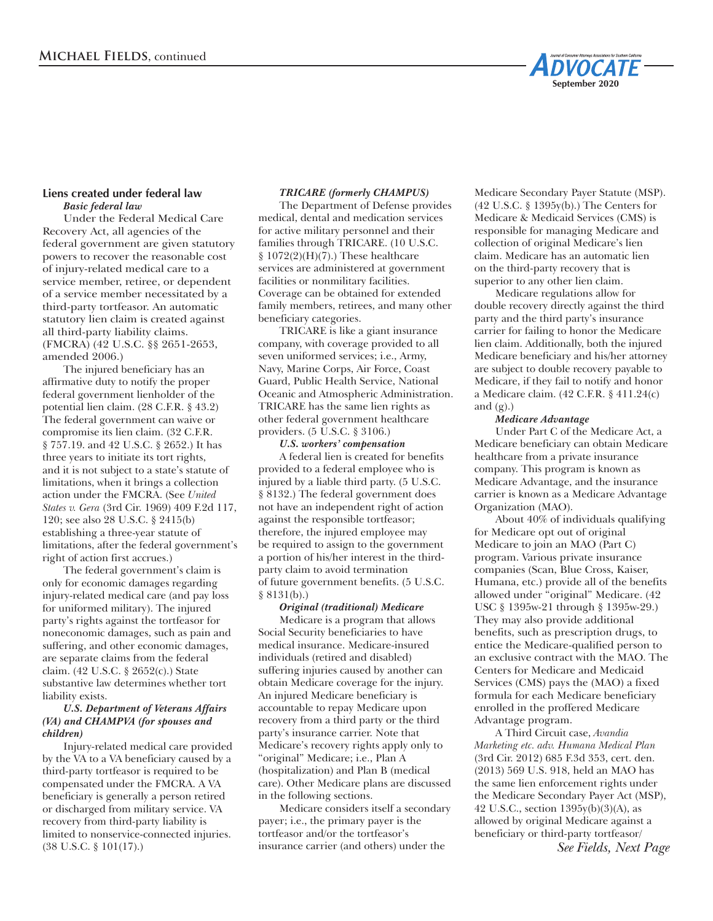## Liens created under federal law

#### *Basic federal law*

Under the Federal Medical Care Recovery Act, all agencies of the federal government are given statutory powers to recover the reasonable cost of injury-related medical care to a service member, retiree, or dependent of a service member necessitated by a third-party tortfeasor. An automatic statutory lien claim is created against all third-party liability claims. (FMCRA) (42 U.S.C. §§ 2651-2653, amended 2006.)

The injured beneficiary has an affirmative duty to notify the proper federal government lienholder of the potential lien claim. (28 C.F.R. § 43.2) The federal government can waive or compromise its lien claim. (32 C.F.R. § 757.19. and 42 U.S.C. § 2652.) It has three years to initiate its tort rights, and it is not subject to a state's statute of limitations, when it brings a collection action under the FMCRA. (See *United States v. Gera* (3rd Cir. 1969) 409 F.2d 117, 120; see also 28 U.S.C. § 2415(b) establishing a three-year statute of limitations, after the federal government's right of action first accrues.)

The federal government's claim is only for economic damages regarding injury-related medical care (and pay loss for uniformed military). The injured party's rights against the tortfeasor for noneconomic damages, such as pain and suffering, and other economic damages, are separate claims from the federal claim. (42 U.S.C. § 2652(c).) State substantive law determines whether tort liability exists.

#### *U.S. Department of Veterans Affairs (VA) and CHAMPVA (for spouses and children)*

Injury-related medical care provided by the VA to a VA beneficiary caused by a third-party tortfeasor is required to be compensated under the FMCRA. A VA beneficiary is generally a person retired or discharged from military service. VA recovery from third-party liability is limited to nonservice-connected injuries. (38 U.S.C. § 101(17).)

#### *TRICARE (formerly CHAMPUS)*

The Department of Defense provides medical, dental and medication services for active military personnel and their families through TRICARE. (10 U.S.C. § 1072(2)(H)(7).) These healthcare services are administered at government facilities or nonmilitary facilities. Coverage can be obtained for extended family members, retirees, and many other beneficiary categories.

TRICARE is like a giant insurance company, with coverage provided to all seven uniformed services; i.e., Army, Navy, Marine Corps, Air Force, Coast Guard, Public Health Service, National Oceanic and Atmospheric Administration. TRICARE has the same lien rights as other federal government healthcare providers. (5 U.S.C. § 3106.)

#### *U.S. workers' compensation*

A federal lien is created for benefits provided to a federal employee who is injured by a liable third party. (5 U.S.C. § 8132.) The federal government does not have an independent right of action against the responsible tortfeasor; therefore, the injured employee may be required to assign to the government a portion of his/her interest in the third-party claim to avoid termination of future government benefits. (5 U.S.C. § 8131(b).)

#### *Original (traditional) Medicare*

Medicare is a program that allows Social Security beneficiaries to have medical insurance. Medicare-insured individuals (retired and disabled) suffering injuries caused by another can obtain Medicare coverage for the injury. An injured Medicare beneficiary is accountable to repay Medicare upon recovery from a third party or the third party's insurance carrier. Note that Medicare's recovery rights apply only to "original" Medicare; i.e., Plan A (hospitalization) and Plan B (medical care). Other Medicare plans are discussed in the following sections.

Medicare considers itself a secondary payer; i.e., the primary payer is the tortfeasor and/or the tortfeasor's insurance carrier (and others) under the Medicare Secondary Payer Statute (MSP). (42 U.S.C. § 1395y(b).) The Centers for Medicare & Medicaid Services (CMS) is responsible for managing Medicare and collection of original Medicare's lien claim. Medicare has an automatic lien on the third-party recovery that is superior to any other lien claim.

Medicare regulations allow for double recovery directly against the third party and the third party's insurance carrier for failing to honor the Medicare lien claim. Additionally, both the injured Medicare beneficiary and his/her attorney are subject to double recovery payable to Medicare, if they fail to notify and honor a Medicare claim. (42 C.F.R. § 411.24(c) and (g).)

#### *Medicare Advantage*

Under Part C of the Medicare Act, a Medicare beneficiary can obtain Medicare healthcare from a private insurance company. This program is known as Medicare Advantage, and the insurance carrier is known as a Medicare Advantage Organization (MAO).

About 40% of individuals qualifying for Medicare opt out of original Medicare to join an MAO (Part C) program. Various private insurance companies (Scan, Blue Cross, Kaiser, Humana, etc.) provide all of the benefits allowed under "original" Medicare. (42 USC § 1395w-21 through § 1395w-29.) They may also provide additional benefits, such as prescription drugs, to entice the Medicare-qualified person to an exclusive contract with the MAO. The Centers for Medicare and Medicaid Services (CMS) pays the (MAO) a fixed formula for each Medicare beneficiary enrolled in the proffered Medicare Advantage program.

A Third Circuit case, *Avandia Marketing etc. adv. Humana Medical Plan* (3rd Cir. 2012) 685 F.3d 353, cert. den. (2013) 569 U.S. 918, held an MAO has the same lien enforcement rights under the Medicare Secondary Payer Act (MSP), 42 U.S.C., section 1395y(b)(3)(A), as allowed by original Medicare against a beneficiary or third-party tortfeasor/

*See Fields, Next Page*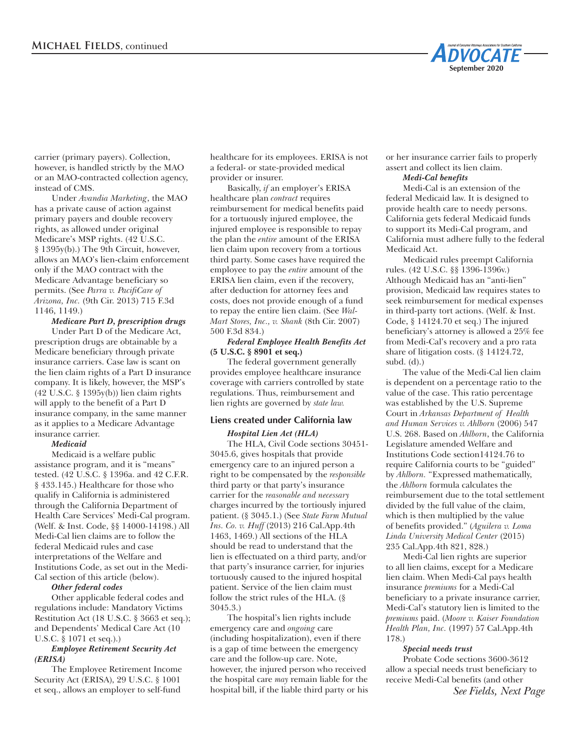carrier (primary payers). Collection, however, is handled strictly by the MAO or an MAO-contracted collection agency, instead of CMS.

Under *Avandia Marketing*, the MAO has a private cause of action against primary payers and double recovery rights, as allowed under original Medicare's MSP rights. (42 U.S.C. § 1395y(b).) The 9th Circuit, however, allows an MAO's lien-claim enforcement only if the MAO contract with the Medicare Advantage beneficiary so permits. (See *Parra v. PacifiCare of Arizona, Inc.* (9th Cir. 2013) 715 F.3d 1146, 1149.)

***Medicare Part D, prescription drugs***

Under Part D of the Medicare Act, prescription drugs are obtainable by a Medicare beneficiary through private insurance carriers. Case law is scant on the lien claim rights of a Part D insurance company. It is likely, however, the MSP's (42 U.S.C. § 1395y(b)) lien claim rights will apply to the benefit of a Part D insurance company, in the same manner as it applies to a Medicare Advantage insurance carrier.

***Medicaid***

Medicaid is a welfare public assistance program, and it is "means" tested. (42 U.S.C. § 1396a. and 42 C.F.R. § 433.145.) Healthcare for those who qualify in California is administered through the California Department of Health Care Services' Medi-Cal program. (Welf. & Inst. Code, §§ 14000-14198.) All Medi-Cal lien claims are to follow the federal Medicaid rules and case interpretations of the Welfare and Institutions Code, as set out in the Medi-Cal section of this article (below).

***Other federal codes***

Other applicable federal codes and regulations include: Mandatory Victims Restitution Act (18 U.S.C. § 3663 et seq.); and Dependents' Medical Care Act (10 U.S.C. § 1071 et seq.).)

***Employee Retirement Security Act (ERISA)***

The Employee Retirement Income Security Act (ERISA), 29 U.S.C. § 1001 et seq., allows an employer to self-fund healthcare for its employees. ERISA is not a federal- or state-provided medical provider or insurer.

Basically, *if* an employer's ERISA healthcare plan *contract* requires reimbursement for medical benefits paid for a tortuously injured employee, the injured employee is responsible to repay the plan the *entire* amount of the ERISA lien claim upon recovery from a tortious third party. Some cases have required the employee to pay the *entire* amount of the ERISA lien claim, even if the recovery, after deduction for attorney fees and costs, does not provide enough of a fund to repay the entire lien claim. (See *Wal-Mart Stores, Inc., v. Shank* (8th Cir. 2007) 500 F.3d 834.)

***Federal Employee Health Benefits Act* (5 U.S.C. § 8901 et seq.)**

The federal government generally provides employee healthcare insurance coverage with carriers controlled by state regulations. Thus, reimbursement and lien rights are governed by *state law.*

## Liens created under California law

***Hospital Lien Act (HLA)***

The HLA, Civil Code sections 30451-3045.6, gives hospitals that provide emergency care to an injured person a right to be compensated by the *responsible* third party or that party's insurance carrier for the *reasonable and necessary* charges incurred by the tortiously injured patient. (§ 3045.1.) (See *State Farm Mutual Ins. Co. v. Huff* (2013) 216 Cal.App.4th 1463, 1469.) All sections of the HLA should be read to understand that the lien is effectuated on a third party, and/or that party's insurance carrier, for injuries tortiously caused to the injured hospital patient. Service of the lien claim must follow the strict rules of the HLA. (§ 3045.3.)

The hospital's lien rights include emergency care and *ongoing* care (including hospitalization), even if there is a gap of time between the emergency care and the follow-up care. Note, however, the injured person who received the hospital care *may* remain liable for the hospital bill, if the liable third party or his or her insurance carrier fails to properly assert and collect its lien claim.

***Medi-Cal benefits***

Medi-Cal is an extension of the federal Medicaid law. It is designed to provide health care to needy persons. California gets federal Medicaid funds to support its Medi-Cal program, and California must adhere fully to the federal Medicaid Act.

Medicaid rules preempt California rules. (42 U.S.C. §§ 1396-1396v.) Although Medicaid has an "anti-lien" provision, Medicaid law requires states to seek reimbursement for medical expenses in third-party tort actions. (Welf. & Inst. Code, § 14124.70 et seq.) The injured beneficiary's attorney is allowed a 25% fee from Medi-Cal's recovery and a pro rata share of litigation costs. (§ 14124.72, subd. (d).)

The value of the Medi-Cal lien claim is dependent on a percentage ratio to the value of the case. This ratio percentage was established by the U.S. Supreme Court in *Arkansas Department of Health and Human Services v. Ahlborn* (2006) 547 U.S. 268. Based on *Ahlborn*, the California Legislature amended Welfare and Institutions Code section14124.76 to require California courts to be "guided" by *Ahlborn.* "Expressed mathematically, the *Ahlborn* formula calculates the reimbursement due to the total settlement divided by the full value of the claim, which is then multiplied by the value of benefits provided." (*Aguilera v. Loma Linda University Medical Center* (2015) 235 Cal.App.4th 821, 828.)

Medi-Cal lien rights are superior to all lien claims, except for a Medicare lien claim. When Medi-Cal pays health insurance *premiums* for a Medi-Cal beneficiary to a private insurance carrier, Medi-Cal's statutory lien is limited to the *premiums* paid. (*Moore v. Kaiser Foundation Health Plan, Inc.* (1997) 57 Cal.App.4th 178.)

***Special needs trust***

Probate Code sections 3600-3612 allow a special needs trust beneficiary to receive Medi-Cal benefits (and other

*See Fields, Next Page*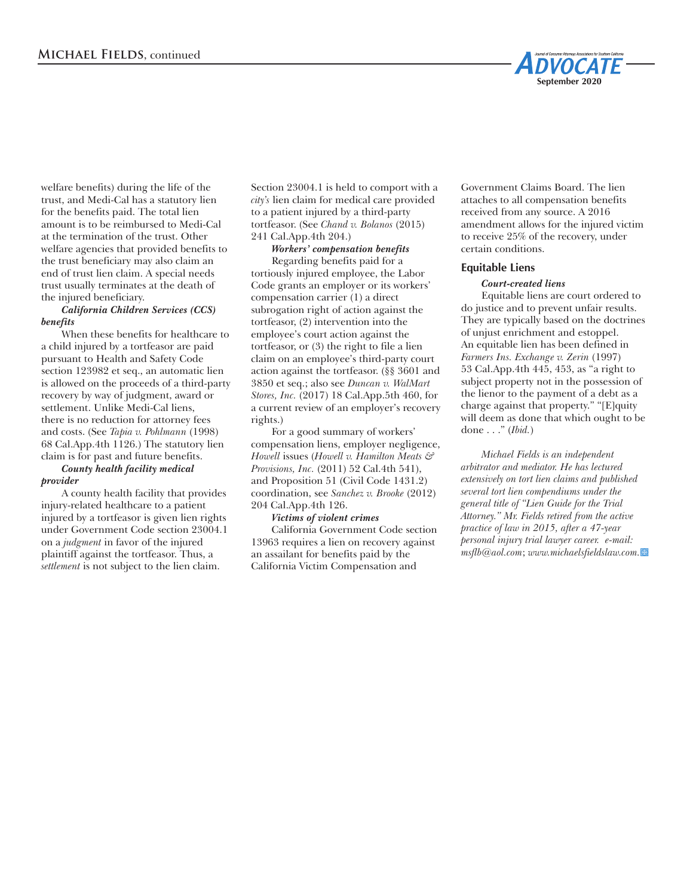welfare benefits) during the life of the trust, and Medi-Cal has a statutory lien for the benefits paid. The total lien amount is to be reimbursed to Medi-Cal at the termination of the trust. Other welfare agencies that provided benefits to the trust beneficiary may also claim an end of trust lien claim. A special needs trust usually terminates at the death of the injured beneficiary.

***California Children Services (CCS) benefits***

When these benefits for healthcare to a child injured by a tortfeasor are paid pursuant to Health and Safety Code section 123982 et seq., an automatic lien is allowed on the proceeds of a third-party recovery by way of judgment, award or settlement. Unlike Medi-Cal liens, there is no reduction for attorney fees and costs. (See *Tapia v. Pohlmann* (1998) 68 Cal.App.4th 1126.) The statutory lien claim is for past and future benefits.

***County health facility medical provider***

A county health facility that provides injury-related healthcare to a patient injured by a tortfeasor is given lien rights under Government Code section 23004.1 on a *judgment* in favor of the injured plaintiff against the tortfeasor. Thus, a *settlement* is not subject to the lien claim. Section 23004.1 is held to comport with a *city's* lien claim for medical care provided to a patient injured by a third-party tortfeasor. (See *Chand v. Bolanos* (2015) 241 Cal.App.4th 204.)

***Workers' compensation benefits***

Regarding benefits paid for a tortiously injured employee, the Labor Code grants an employer or its workers' compensation carrier (1) a direct subrogation right of action against the tortfeasor, (2) intervention into the employee's court action against the tortfeasor, or (3) the right to file a lien claim on an employee's third-party court action against the tortfeasor. (§§ 3601 and 3850 et seq.; also see *Duncan v. WalMart Stores, Inc.* (2017) 18 Cal.App.5th 460, for a current review of an employer's recovery rights.)

For a good summary of workers' compensation liens, employer negligence, *Howell* issues (*Howell v. Hamilton Meats & Provisions, Inc.* (2011) 52 Cal.4th 541), and Proposition 51 (Civil Code 1431.2) coordination, see *Sanchez v. Brooke* (2012) 204 Cal.App.4th 126.

***Victims of violent crimes***

California Government Code section 13963 requires a lien on recovery against an assailant for benefits paid by the California Victim Compensation and Government Claims Board. The lien attaches to all compensation benefits received from any source. A 2016 amendment allows for the injured victim to receive 25% of the recovery, under certain conditions.

## Equitable Liens

***Court-created liens***

Equitable liens are court ordered to do justice and to prevent unfair results. They are typically based on the doctrines of unjust enrichment and estoppel. An equitable lien has been defined in *Farmers Ins. Exchange v. Zerin* (1997) 53 Cal.App.4th 445, 453, as "a right to subject property not in the possession of the lienor to the payment of a debt as a charge against that property." "[E]quity will deem as done that which ought to be done . . ." (*Ibid.*)

*Michael Fields is an independent arbitrator and mediator. He has lectured extensively on tort lien claims and published several tort lien compendiums under the general title of "Lien Guide for the Trial Attorney." Mr. Fields retired from the active practice of law in 2015, after a 47-year personal injury trial lawyer career. e-mail: msflb@aol.com; www.michaelsfieldslaw.com.*